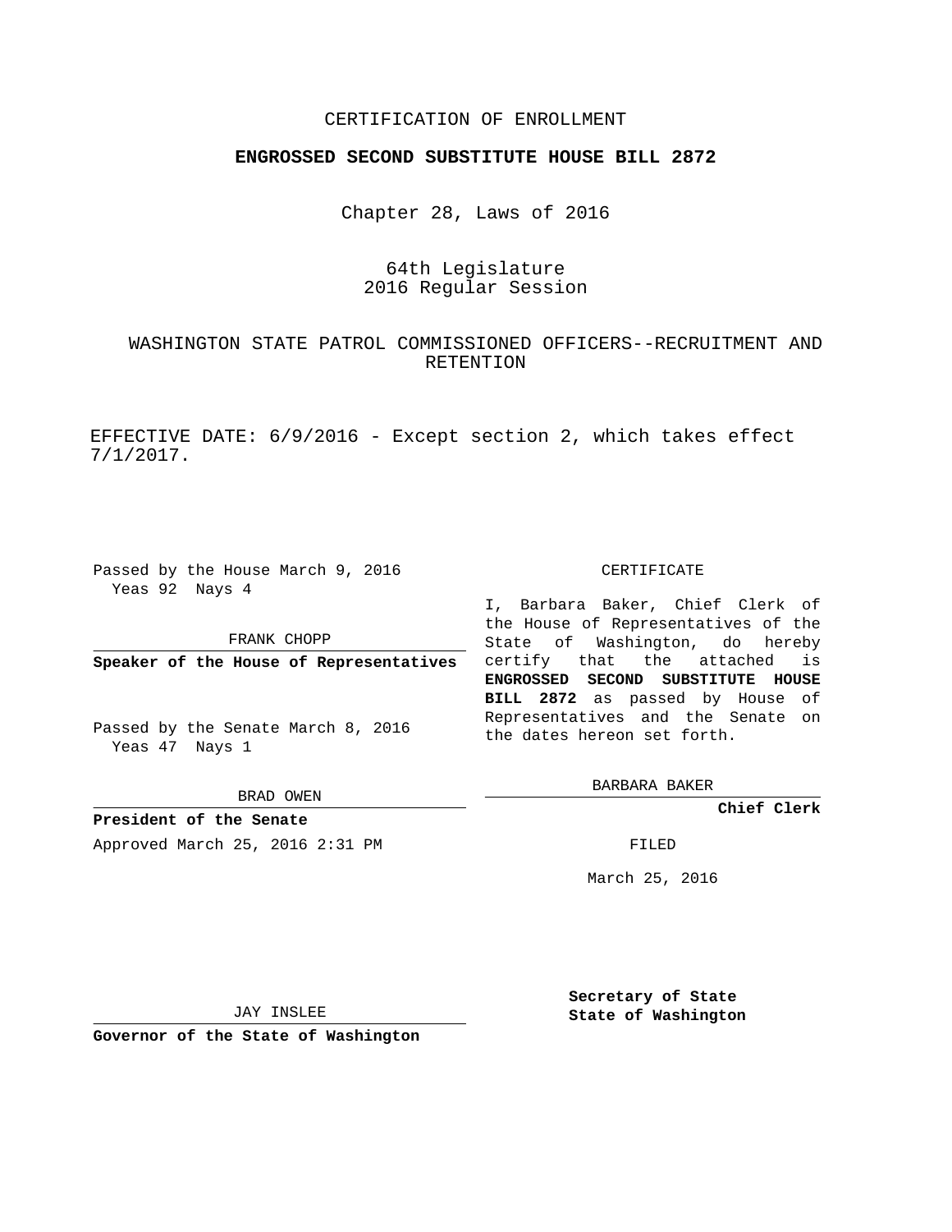CERTIFICATION OF ENROLLMENT

**ENGROSSED SECOND SUBSTITUTE HOUSE BILL 2872**

Chapter 28, Laws of 2016

64th Legislature
2016 Regular Session

WASHINGTON STATE PATROL COMMISSIONED OFFICERS--RECRUITMENT AND RETENTION

EFFECTIVE DATE: 6/9/2016 - Except section 2, which takes effect 7/1/2017.

Passed by the House March 9, 2016
Yeas 92 Nays 4

FRANK CHOPP

**Speaker of the House of Representatives**

Passed by the Senate March 8, 2016
Yeas 47 Nays 1

BRAD OWEN

**President of the Senate**

Approved March 25, 2016 2:31 PM

JAY INSLEE

**Governor of the State of Washington**

CERTIFICATE

I, Barbara Baker, Chief Clerk of the House of Representatives of the State of Washington, do hereby certify that the attached is **ENGROSSED SECOND SUBSTITUTE HOUSE BILL 2872** as passed by House of Representatives and the Senate on the dates hereon set forth.

BARBARA BAKER

**Chief Clerk**

FILED

March 25, 2016

**Secretary of State**
**State of Washington**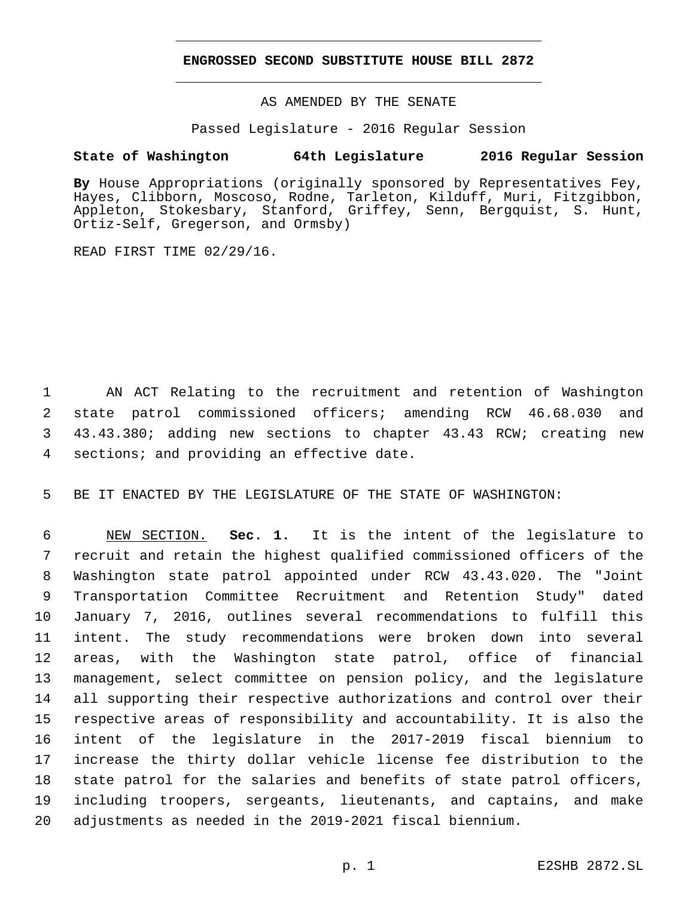# ENGROSSED SECOND SUBSTITUTE HOUSE BILL 2872

AS AMENDED BY THE SENATE

Passed Legislature - 2016 Regular Session

**State of Washington 64th Legislature 2016 Regular Session**

**By** House Appropriations (originally sponsored by Representatives Fey, Hayes, Clibborn, Moscoso, Rodne, Tarleton, Kilduff, Muri, Fitzgibbon, Appleton, Stokesbary, Stanford, Griffey, Senn, Bergquist, S. Hunt, Ortiz-Self, Gregerson, and Ormsby)

READ FIRST TIME 02/29/16.

1 AN ACT Relating to the recruitment and retention of Washington
2 state patrol commissioned officers; amending RCW 46.68.030 and
3 43.43.380; adding new sections to chapter 43.43 RCW; creating new
4 sections; and providing an effective date.

5 BE IT ENACTED BY THE LEGISLATURE OF THE STATE OF WASHINGTON:

6 NEW SECTION. **Sec. 1.** It is the intent of the legislature to
7 recruit and retain the highest qualified commissioned officers of the
8 Washington state patrol appointed under RCW 43.43.020. The "Joint
9 Transportation Committee Recruitment and Retention Study" dated
10 January 7, 2016, outlines several recommendations to fulfill this
11 intent. The study recommendations were broken down into several
12 areas, with the Washington state patrol, office of financial
13 management, select committee on pension policy, and the legislature
14 all supporting their respective authorizations and control over their
15 respective areas of responsibility and accountability. It is also the
16 intent of the legislature in the 2017-2019 fiscal biennium to
17 increase the thirty dollar vehicle license fee distribution to the
18 state patrol for the salaries and benefits of state patrol officers,
19 including troopers, sergeants, lieutenants, and captains, and make
20 adjustments as needed in the 2019-2021 fiscal biennium.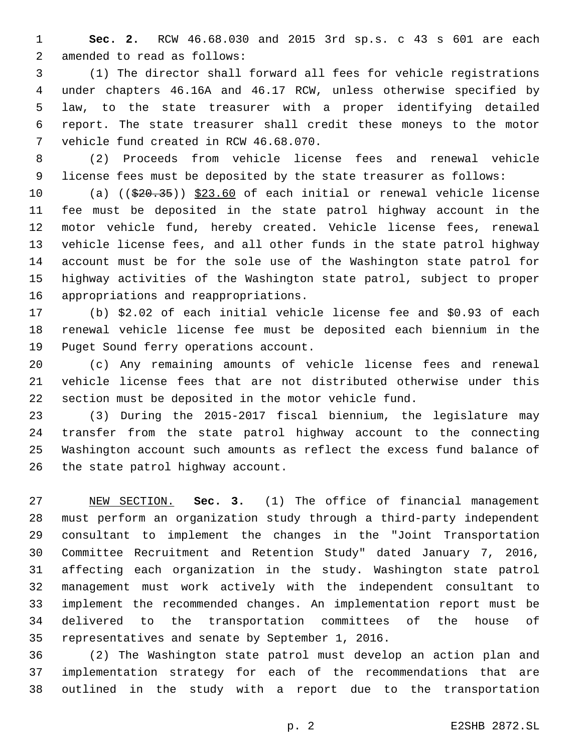**Sec. 2.** RCW 46.68.030 and 2015 3rd sp.s. c 43 s 601 are each amended to read as follows:

(1) The director shall forward all fees for vehicle registrations under chapters 46.16A and 46.17 RCW, unless otherwise specified by law, to the state treasurer with a proper identifying detailed report. The state treasurer shall credit these moneys to the motor vehicle fund created in RCW 46.68.070.

(2) Proceeds from vehicle license fees and renewal vehicle license fees must be deposited by the state treasurer as follows:

(a) ((~~$20.35~~)) <u>$23.60</u> of each initial or renewal vehicle license fee must be deposited in the state patrol highway account in the motor vehicle fund, hereby created. Vehicle license fees, renewal vehicle license fees, and all other funds in the state patrol highway account must be for the sole use of the Washington state patrol for highway activities of the Washington state patrol, subject to proper appropriations and reappropriations.

(b) $2.02 of each initial vehicle license fee and $0.93 of each renewal vehicle license fee must be deposited each biennium in the Puget Sound ferry operations account.

(c) Any remaining amounts of vehicle license fees and renewal vehicle license fees that are not distributed otherwise under this section must be deposited in the motor vehicle fund.

(3) During the 2015-2017 fiscal biennium, the legislature may transfer from the state patrol highway account to the connecting Washington account such amounts as reflect the excess fund balance of the state patrol highway account.

<u>NEW SECTION.</u> **Sec. 3.** (1) The office of financial management must perform an organization study through a third-party independent consultant to implement the changes in the "Joint Transportation Committee Recruitment and Retention Study" dated January 7, 2016, affecting each organization in the study. Washington state patrol management must work actively with the independent consultant to implement the recommended changes. An implementation report must be delivered to the transportation committees of the house of representatives and senate by September 1, 2016.

(2) The Washington state patrol must develop an action plan and implementation strategy for each of the recommendations that are outlined in the study with a report due to the transportation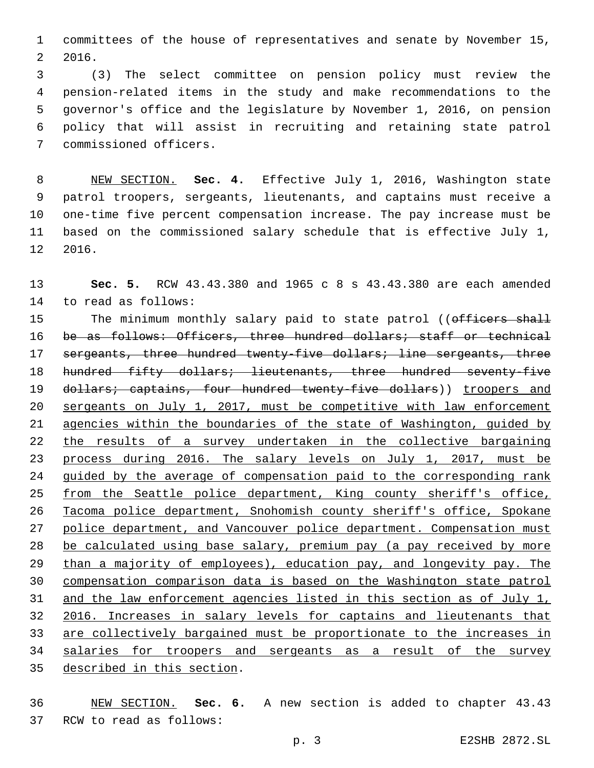committees of the house of representatives and senate by November 15, 2016.

(3) The select committee on pension policy must review the pension-related items in the study and make recommendations to the governor's office and the legislature by November 1, 2016, on pension policy that will assist in recruiting and retaining state patrol commissioned officers.

NEW SECTION. **Sec. 4.** Effective July 1, 2016, Washington state patrol troopers, sergeants, lieutenants, and captains must receive a one-time five percent compensation increase. The pay increase must be based on the commissioned salary schedule that is effective July 1, 2016.

**Sec. 5.** RCW 43.43.380 and 1965 c 8 s 43.43.380 are each amended to read as follows:

The minimum monthly salary paid to state patrol ((~~officers shall be as follows: Officers, three hundred dollars; staff or technical sergeants, three hundred twenty-five dollars; line sergeants, three hundred fifty dollars; lieutenants, three hundred seventy-five dollars; captains, four hundred twenty-five dollars~~)) troopers and sergeants on July 1, 2017, must be competitive with law enforcement agencies within the boundaries of the state of Washington, guided by the results of a survey undertaken in the collective bargaining process during 2016. The salary levels on July 1, 2017, must be guided by the average of compensation paid to the corresponding rank from the Seattle police department, King county sheriff's office, Tacoma police department, Snohomish county sheriff's office, Spokane police department, and Vancouver police department. Compensation must be calculated using base salary, premium pay (a pay received by more than a majority of employees), education pay, and longevity pay. The compensation comparison data is based on the Washington state patrol and the law enforcement agencies listed in this section as of July 1, 2016. Increases in salary levels for captains and lieutenants that are collectively bargained must be proportionate to the increases in salaries for troopers and sergeants as a result of the survey described in this section.

NEW SECTION. **Sec. 6.** A new section is added to chapter 43.43 RCW to read as follows: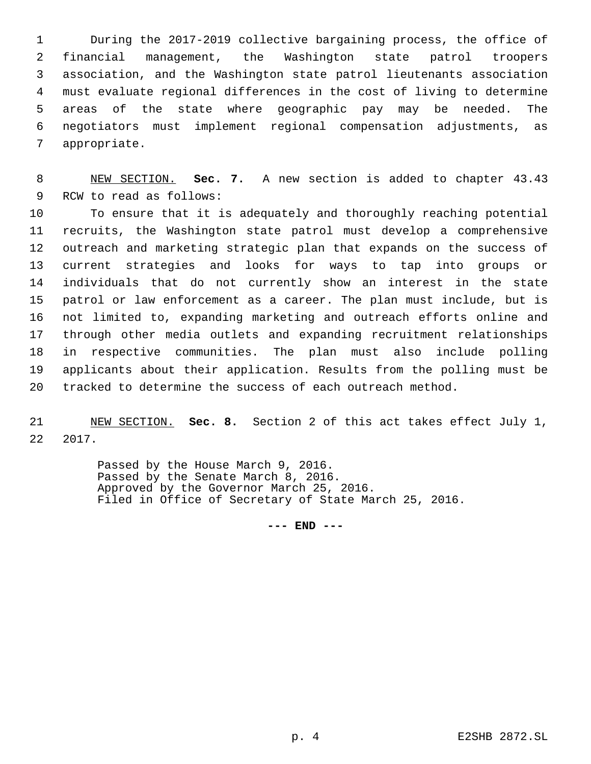During the 2017-2019 collective bargaining process, the office of financial management, the Washington state patrol troopers association, and the Washington state patrol lieutenants association must evaluate regional differences in the cost of living to determine areas of the state where geographic pay may be needed. The negotiators must implement regional compensation adjustments, as appropriate.

NEW SECTION. **Sec. 7.** A new section is added to chapter 43.43 RCW to read as follows:

To ensure that it is adequately and thoroughly reaching potential recruits, the Washington state patrol must develop a comprehensive outreach and marketing strategic plan that expands on the success of current strategies and looks for ways to tap into groups or individuals that do not currently show an interest in the state patrol or law enforcement as a career. The plan must include, but is not limited to, expanding marketing and outreach efforts online and through other media outlets and expanding recruitment relationships in respective communities. The plan must also include polling applicants about their application. Results from the polling must be tracked to determine the success of each outreach method.

NEW SECTION. **Sec. 8.** Section 2 of this act takes effect July 1, 2017.

Passed by the House March 9, 2016.
Passed by the Senate March 8, 2016.
Approved by the Governor March 25, 2016.
Filed in Office of Secretary of State March 25, 2016.

**--- END ---**